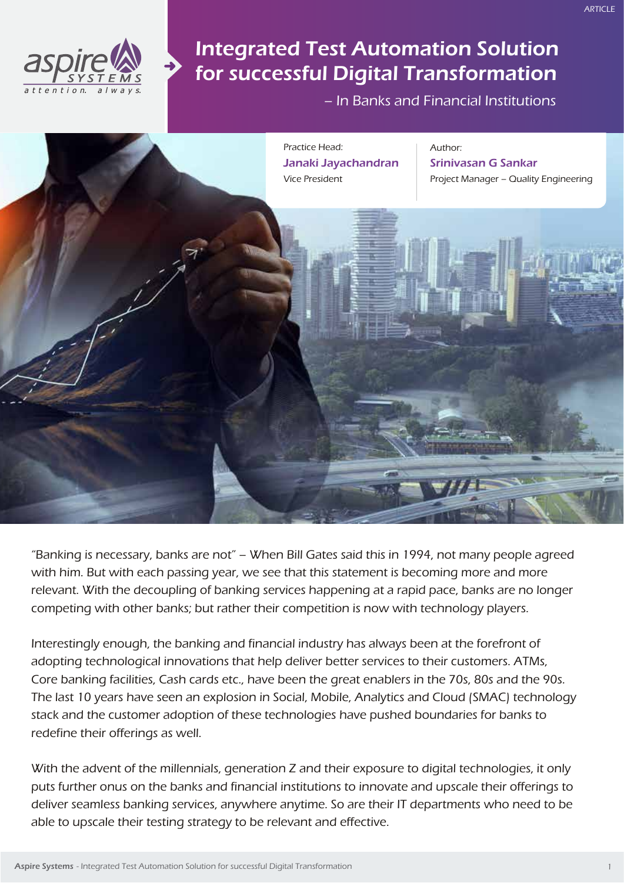ARTICLE

# Integrated Test Automation Solution for successful Digital Transformation

## – In Banks and Financial Institutions

Practice Head:
**Janaki Jayachandran**
Vice President

Author:
**Srinivasan G Sankar**
Project Manager – Quality Engineering

"Banking is necessary, banks are not" – When Bill Gates said this in 1994, not many people agreed with him. But with each passing year, we see that this statement is becoming more and more relevant. With the decoupling of banking services happening at a rapid pace, banks are no longer competing with other banks; but rather their competition is now with technology players.

Interestingly enough, the banking and financial industry has always been at the forefront of adopting technological innovations that help deliver better services to their customers. ATMs, Core banking facilities, Cash cards etc., have been the great enablers in the 70s, 80s and the 90s. The last 10 years have seen an explosion in Social, Mobile, Analytics and Cloud (SMAC) technology stack and the customer adoption of these technologies have pushed boundaries for banks to redefine their offerings as well.

With the advent of the millennials, generation Z and their exposure to digital technologies, it only puts further onus on the banks and financial institutions to innovate and upscale their offerings to deliver seamless banking services, anywhere anytime. So are their IT departments who need to be able to upscale their testing strategy to be relevant and effective.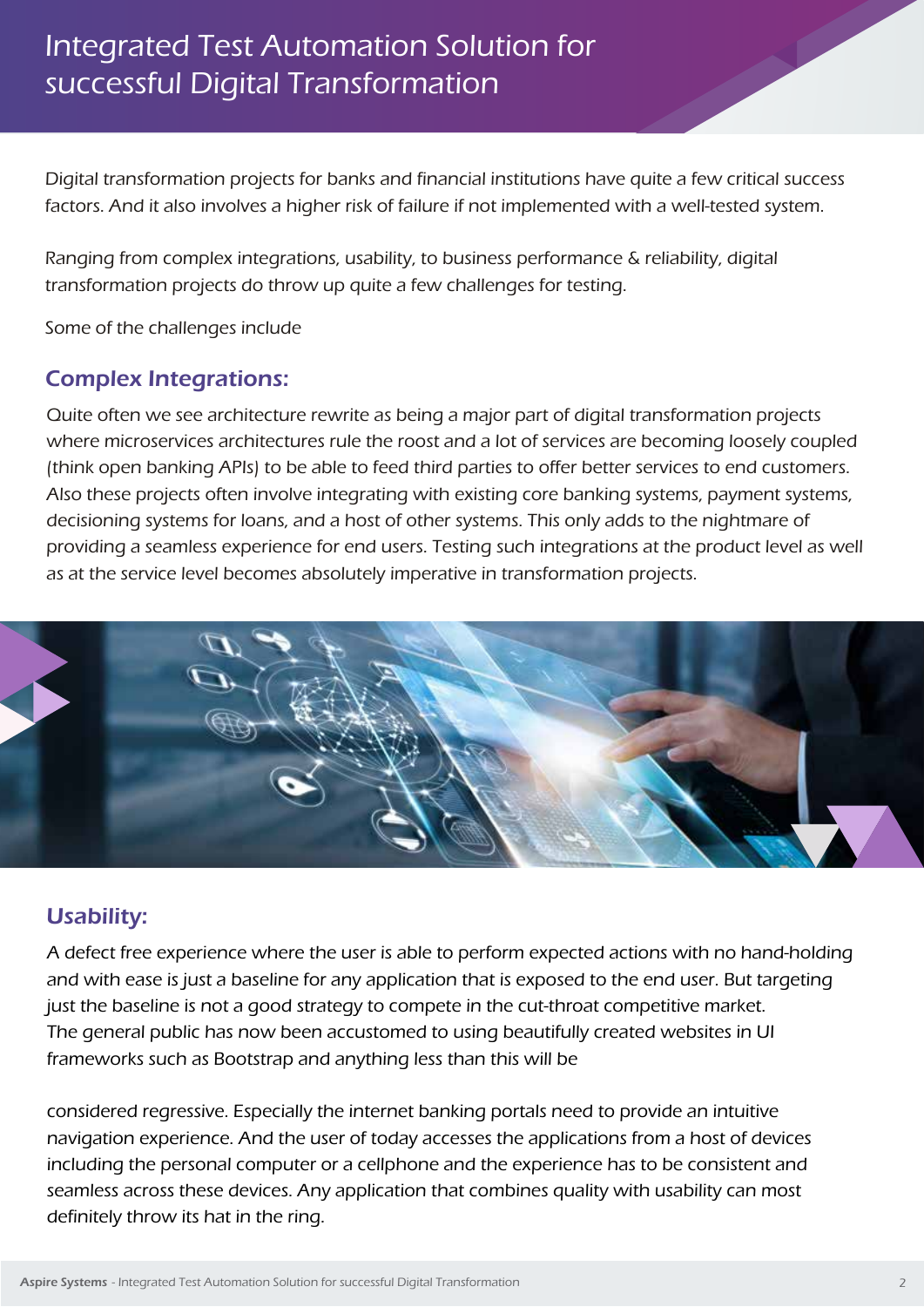# Integrated Test Automation Solution for successful Digital Transformation

Digital transformation projects for banks and financial institutions have quite a few critical success factors. And it also involves a higher risk of failure if not implemented with a well-tested system.

Ranging from complex integrations, usability, to business performance & reliability, digital transformation projects do throw up quite a few challenges for testing.

Some of the challenges include

## Complex Integrations:

Quite often we see architecture rewrite as being a major part of digital transformation projects where microservices architectures rule the roost and a lot of services are becoming loosely coupled (think open banking APIs) to be able to feed third parties to offer better services to end customers. Also these projects often involve integrating with existing core banking systems, payment systems, decisioning systems for loans, and a host of other systems. This only adds to the nightmare of providing a seamless experience for end users. Testing such integrations at the product level as well as at the service level becomes absolutely imperative in transformation projects.

## Usability:

A defect free experience where the user is able to perform expected actions with no hand-holding and with ease is just a baseline for any application that is exposed to the end user. But targeting just the baseline is not a good strategy to compete in the cut-throat competitive market. The general public has now been accustomed to using beautifully created websites in UI frameworks such as Bootstrap and anything less than this will be considered regressive. Especially the internet banking portals need to provide an intuitive navigation experience. And the user of today accesses the applications from a host of devices including the personal computer or a cellphone and the experience has to be consistent and seamless across these devices. Any application that combines quality with usability can most definitely throw its hat in the ring.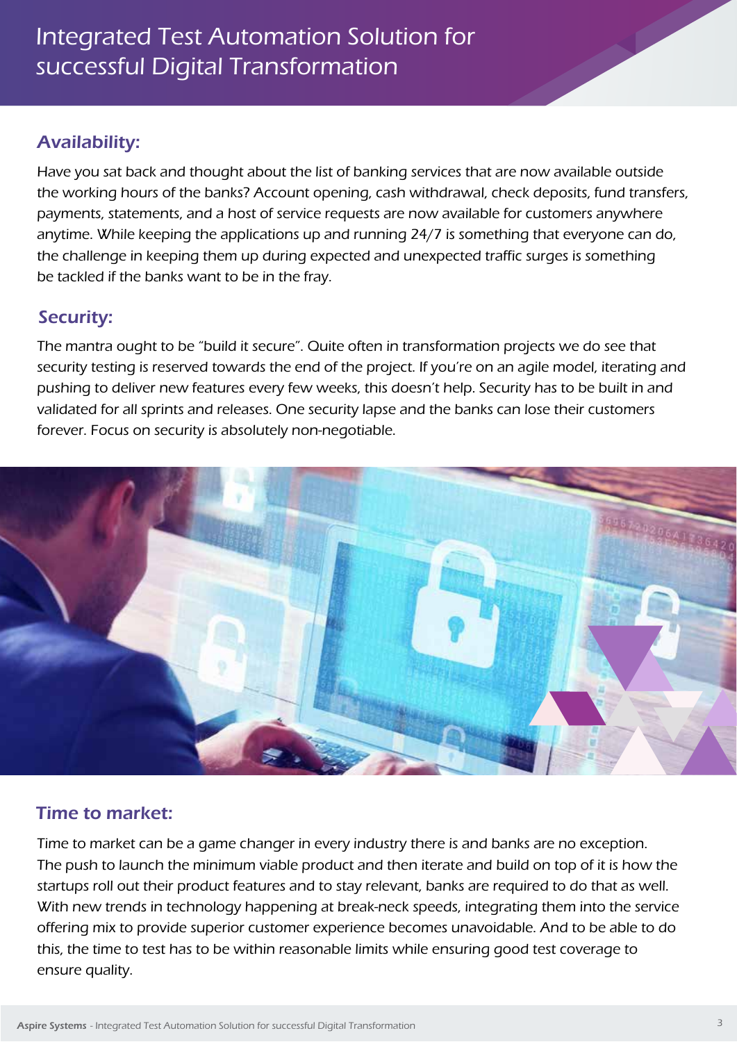## Availability:

Have you sat back and thought about the list of banking services that are now available outside the working hours of the banks? Account opening, cash withdrawal, check deposits, fund transfers, payments, statements, and a host of service requests are now available for customers anywhere anytime. While keeping the applications up and running 24/7 is something that everyone can do, the challenge in keeping them up during expected and unexpected traffic surges is something be tackled if the banks want to be in the fray.

## Security:

The mantra ought to be "build it secure". Quite often in transformation projects we do see that security testing is reserved towards the end of the project. If you're on an agile model, iterating and pushing to deliver new features every few weeks, this doesn't help. Security has to be built in and validated for all sprints and releases. One security lapse and the banks can lose their customers forever. Focus on security is absolutely non-negotiable.

## Time to market:

Time to market can be a game changer in every industry there is and banks are no exception. The push to launch the minimum viable product and then iterate and build on top of it is how the startups roll out their product features and to stay relevant, banks are required to do that as well. With new trends in technology happening at break-neck speeds, integrating them into the service offering mix to provide superior customer experience becomes unavoidable. And to be able to do this, the time to test has to be within reasonable limits while ensuring good test coverage to ensure quality.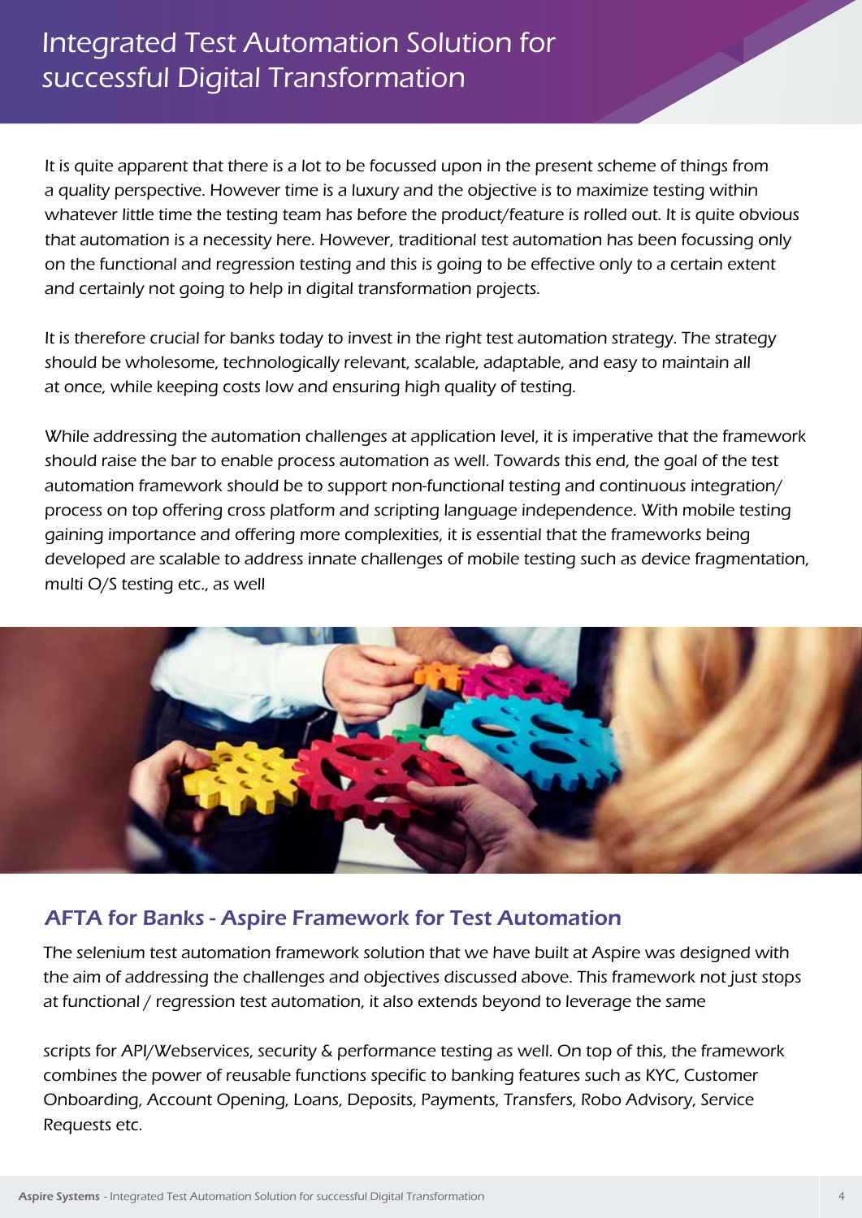# Integrated Test Automation Solution for successful Digital Transformation

It is quite apparent that there is a lot to be focussed upon in the present scheme of things from a quality perspective. However time is a luxury and the objective is to maximize testing within whatever little time the testing team has before the product/feature is rolled out. It is quite obvious that automation is a necessity here. However, traditional test automation has been focussing only on the functional and regression testing and this is going to be effective only to a certain extent and certainly not going to help in digital transformation projects.

It is therefore crucial for banks today to invest in the right test automation strategy. The strategy should be wholesome, technologically relevant, scalable, adaptable, and easy to maintain all at once, while keeping costs low and ensuring high quality of testing.

While addressing the automation challenges at application level, it is imperative that the framework should raise the bar to enable process automation as well. Towards this end, the goal of the test automation framework should be to support non-functional testing and continuous integration/ process on top offering cross platform and scripting language independence. With mobile testing gaining importance and offering more complexities, it is essential that the frameworks being developed are scalable to address innate challenges of mobile testing such as device fragmentation, multi O/S testing etc., as well

## AFTA for Banks - Aspire Framework for Test Automation

The selenium test automation framework solution that we have built at Aspire was designed with the aim of addressing the challenges and objectives discussed above. This framework not just stops at functional / regression test automation, it also extends beyond to leverage the same

scripts for API/Webservices, security & performance testing as well. On top of this, the framework combines the power of reusable functions specific to banking features such as KYC, Customer Onboarding, Account Opening, Loans, Deposits, Payments, Transfers, Robo Advisory, Service Requests etc.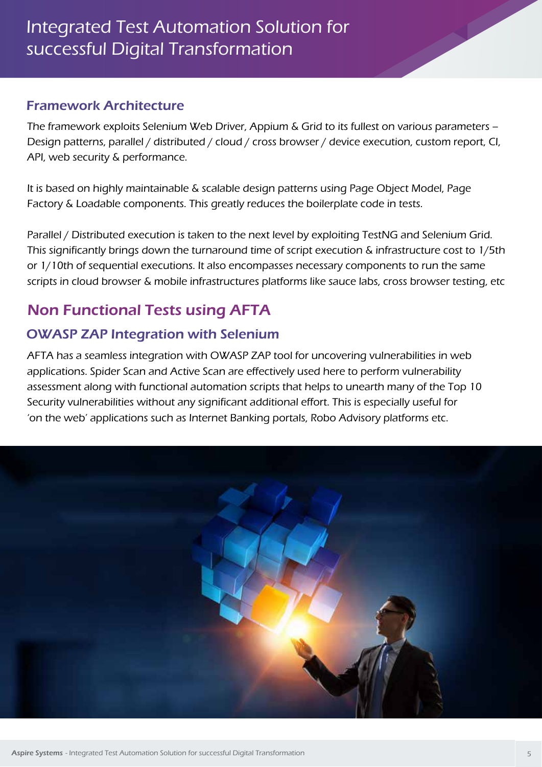## Framework Architecture

The framework exploits Selenium Web Driver, Appium & Grid to its fullest on various parameters – Design patterns, parallel / distributed / cloud / cross browser / device execution, custom report, CI, API, web security & performance.

It is based on highly maintainable & scalable design patterns using Page Object Model, Page Factory & Loadable components. This greatly reduces the boilerplate code in tests.

Parallel / Distributed execution is taken to the next level by exploiting TestNG and Selenium Grid. This significantly brings down the turnaround time of script execution & infrastructure cost to 1/5th or 1/10th of sequential executions. It also encompasses necessary components to run the same scripts in cloud browser & mobile infrastructures platforms like sauce labs, cross browser testing, etc

# Non Functional Tests using AFTA

## OWASP ZAP Integration with Selenium

AFTA has a seamless integration with OWASP ZAP tool for uncovering vulnerabilities in web applications. Spider Scan and Active Scan are effectively used here to perform vulnerability assessment along with functional automation scripts that helps to unearth many of the Top 10 Security vulnerabilities without any significant additional effort. This is especially useful for 'on the web' applications such as Internet Banking portals, Robo Advisory platforms etc.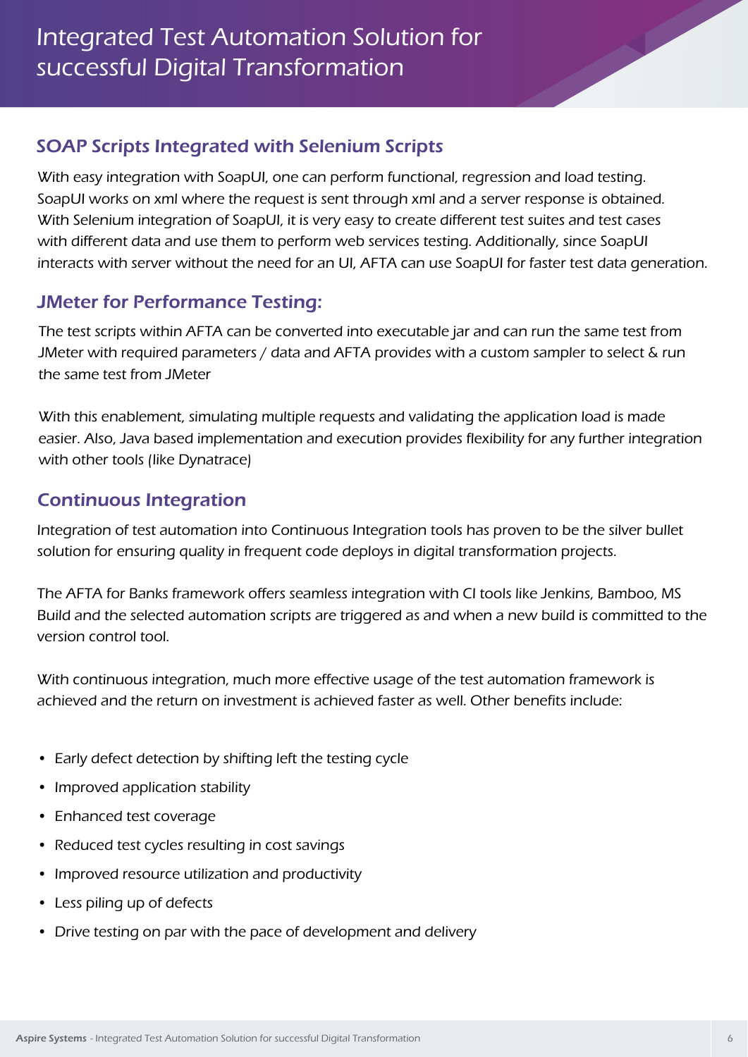## SOAP Scripts Integrated with Selenium Scripts

With easy integration with SoapUI, one can perform functional, regression and load testing. SoapUI works on xml where the request is sent through xml and a server response is obtained. With Selenium integration of SoapUI, it is very easy to create different test suites and test cases with different data and use them to perform web services testing. Additionally, since SoapUI interacts with server without the need for an UI, AFTA can use SoapUI for faster test data generation.

## JMeter for Performance Testing:

The test scripts within AFTA can be converted into executable jar and can run the same test from JMeter with required parameters / data and AFTA provides with a custom sampler to select & run the same test from JMeter

With this enablement, simulating multiple requests and validating the application load is made easier. Also, Java based implementation and execution provides flexibility for any further integration with other tools (like Dynatrace)

## Continuous Integration

Integration of test automation into Continuous Integration tools has proven to be the silver bullet solution for ensuring quality in frequent code deploys in digital transformation projects.

The AFTA for Banks framework offers seamless integration with CI tools like Jenkins, Bamboo, MS Build and the selected automation scripts are triggered as and when a new build is committed to the version control tool.

With continuous integration, much more effective usage of the test automation framework is achieved and the return on investment is achieved faster as well. Other benefits include:

- Early defect detection by shifting left the testing cycle
- Improved application stability
- Enhanced test coverage
- Reduced test cycles resulting in cost savings
- Improved resource utilization and productivity
- Less piling up of defects
- Drive testing on par with the pace of development and delivery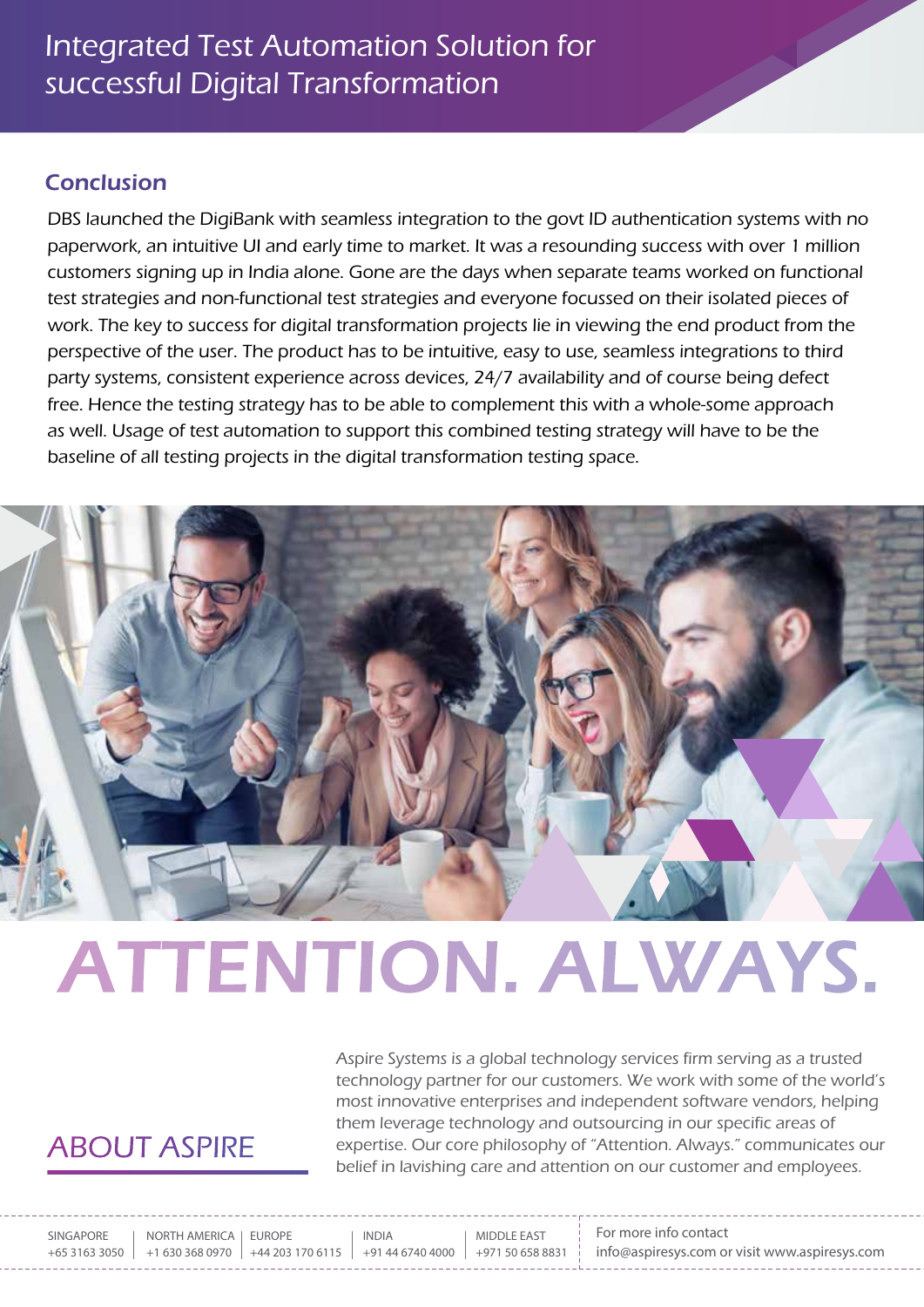## Conclusion

DBS launched the DigiBank with seamless integration to the govt ID authentication systems with no paperwork, an intuitive UI and early time to market. It was a resounding success with over 1 million customers signing up in India alone. Gone are the days when separate teams worked on functional test strategies and non-functional test strategies and everyone focussed on their isolated pieces of work. The key to success for digital transformation projects lie in viewing the end product from the perspective of the user. The product has to be intuitive, easy to use, seamless integrations to third party systems, consistent experience across devices, 24/7 availability and of course being defect free. Hence the testing strategy has to be able to complement this with a whole-some approach as well. Usage of test automation to support this combined testing strategy will have to be the baseline of all testing projects in the digital transformation testing space.

# ATTENTION. ALWAYS.

## ABOUT ASPIRE

*Aspire Systems is a global technology services firm serving as a trusted technology partner for our customers. We work with some of the world's most innovative enterprises and independent software vendors, helping them leverage technology and outsourcing in our specific areas of expertise. Our core philosophy of "Attention. Always." communicates our belief in lavishing care and attention on our customer and employees.*

SINGAPORE
+65 3163 3050

NORTH AMERICA
+1 630 368 0970

EUROPE
+44 203 170 6115

INDIA
+91 44 6740 4000

MIDDLE EAST
+971 50 658 8831

For more info contact
info@aspiresys.com or visit www.aspiresys.com